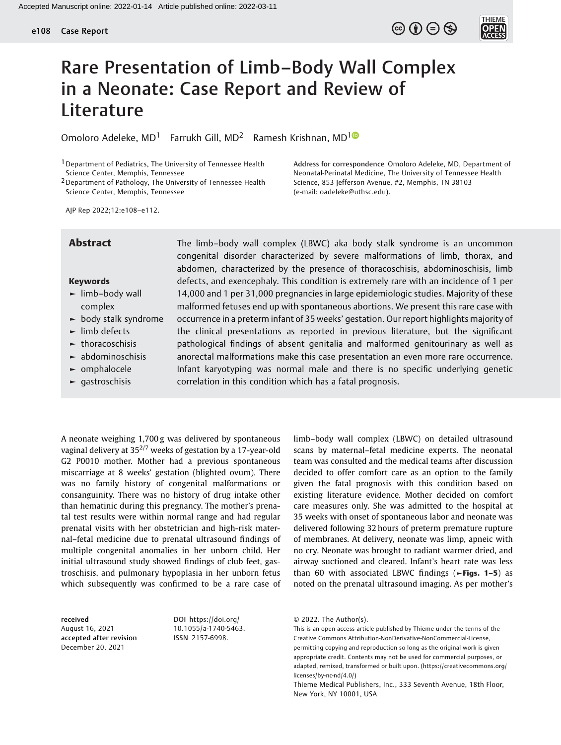# Rare Presentation of Limb–Body Wall Complex in a Neonate: Case Report and Review of Literature

Omoloro Adeleke, MD[1] Farrukh Gill, MD[2] Ramesh Krishnan, MD[1]

[1] Department of Pediatrics, The University of Tennessee Health Science Center, Memphis, Tennessee

[2] Department of Pathology, The University of Tennessee Health Science Center, Memphis, Tennessee

**Address for correspondence** Omoloro Adeleke, MD, Department of Neonatal-Perinatal Medicine, The University of Tennessee Health Science, 853 Jefferson Avenue, #2, Memphis, TN 38103 (e-mail: oadeleke@uthsc.edu).

AJP Rep 2022;12:e108–e112.

## Abstract

The limb–body wall complex (LBWC) aka body stalk syndrome is an uncommon congenital disorder characterized by severe malformations of limb, thorax, and abdomen, characterized by the presence of thoracoschisis, abdominoschisis, limb defects, and exencephaly. This condition is extremely rare with an incidence of 1 per 14,000 and 1 per 31,000 pregnancies in large epidemiologic studies. Majority of these malformed fetuses end up with spontaneous abortions. We present this rare case with occurrence in a preterm infant of 35 weeks' gestation. Our report highlights majority of the clinical presentations as reported in previous literature, but the significant pathological findings of absent genitalia and malformed genitourinary as well as anorectal malformations make this case presentation an even more rare occurrence. Infant karyotyping was normal male and there is no specific underlying genetic correlation in this condition which has a fatal prognosis.

### Keywords

- limb–body wall complex
- body stalk syndrome
- limb defects
- thoracoschisis
- abdominoschisis
- omphalocele
- gastroschisis

A neonate weighing 1,700 g was delivered by spontaneous vaginal delivery at $35^{2/7}$ weeks of gestation by a 17-year-old G2 P0010 mother. Mother had a previous spontaneous miscarriage at 8 weeks' gestation (blighted ovum). There was no family history of congenital malformations or consanguinity. There was no history of drug intake other than hematinic during this pregnancy. The mother's prenatal test results were within normal range and had regular prenatal visits with her obstetrician and high-risk maternal–fetal medicine due to prenatal ultrasound findings of multiple congenital anomalies in her unborn child. Her initial ultrasound study showed findings of club feet, gastroschisis, and pulmonary hypoplasia in her unborn fetus which subsequently was confirmed to be a rare case of limb–body wall complex (LBWC) on detailed ultrasound scans by maternal–fetal medicine experts. The neonatal team was consulted and the medical teams after discussion decided to offer comfort care as an option to the family given the fatal prognosis with this condition based on existing literature evidence. Mother decided on comfort care measures only. She was admitted to the hospital at 35 weeks with onset of spontaneous labor and neonate was delivered following 32 hours of preterm premature rupture of membranes. At delivery, neonate was limp, apneic with no cry. Neonate was brought to radiant warmer dried, and airway suctioned and cleared. Infant's heart rate was less than 60 with associated LBWC findings (**►Figs. 1–5**) as noted on the prenatal ultrasound imaging. As per mother's

**received** August 16, 2021
**accepted after revision** December 20, 2021

**DOI** https://doi.org/10.1055/a-1740-5463.
**ISSN** 2157-6998.

© 2022. The Author(s).
This is an open access article published by Thieme under the terms of the Creative Commons Attribution-NonDerivative-NonCommercial-License, permitting copying and reproduction so long as the original work is given appropriate credit. Contents may not be used for commercial purposes, or adapted, remixed, transformed or built upon. (https://creativecommons.org/licenses/by-nc-nd/4.0/)
Thieme Medical Publishers, Inc., 333 Seventh Avenue, 18th Floor, New York, NY 10001, USA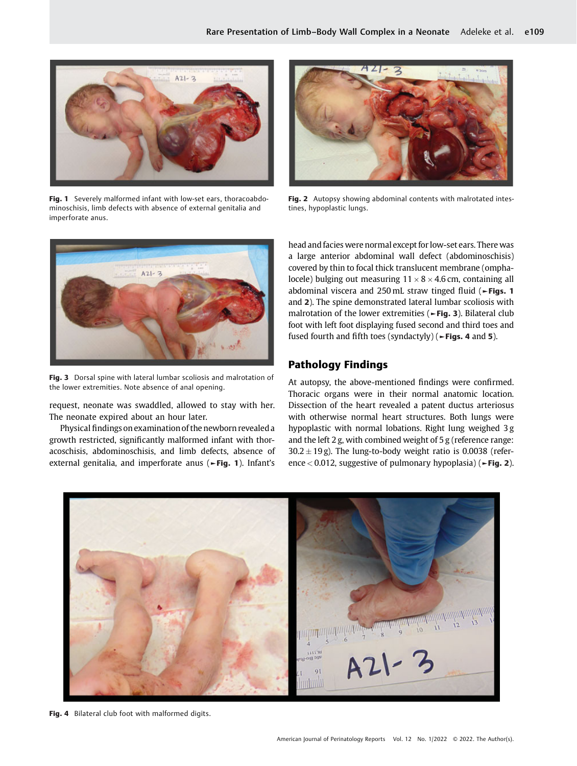Fig. 1 Severely malformed infant with low-set ears, thoracoabdominoschisis, limb defects with absence of external genitalia and imperforate anus.

Fig. 2 Autopsy showing abdominal contents with malrotated intestines, hypoplastic lungs.

Fig. 3 Dorsal spine with lateral lumbar scoliosis and malrotation of the lower extremities. Note absence of anal opening.

request, neonate was swaddled, allowed to stay with her. The neonate expired about an hour later.

Physical findings on examination of the newborn revealed a growth restricted, significantly malformed infant with thoracoschisis, abdominoschisis, and limb defects, absence of external genitalia, and imperforate anus (►Fig. 1). Infant's head and facies were normal except for low-set ears. There was a large anterior abdominal wall defect (abdominoschisis) covered by thin to focal thick translucent membrane (omphalocele) bulging out measuring 11 × 8 × 4.6 cm, containing all abdominal viscera and 250 mL straw tinged fluid (►Figs. 1 and 2). The spine demonstrated lateral lumbar scoliosis with malrotation of the lower extremities (►Fig. 3). Bilateral club foot with left foot displaying fused second and third toes and fused fourth and fifth toes (syndactyly) (►Figs. 4 and 5).

## Pathology Findings

At autopsy, the above-mentioned findings were confirmed. Thoracic organs were in their normal anatomic location. Dissection of the heart revealed a patent ductus arteriosus with otherwise normal heart structures. Both lungs were hypoplastic with normal lobations. Right lung weighed 3 g and the left 2 g, with combined weight of 5 g (reference range: $30.2 \pm 19$ g). The lung-to-body weight ratio is 0.0038 (reference < 0.012, suggestive of pulmonary hypoplasia) (►Fig. 2).

Fig. 4 Bilateral club foot with malformed digits.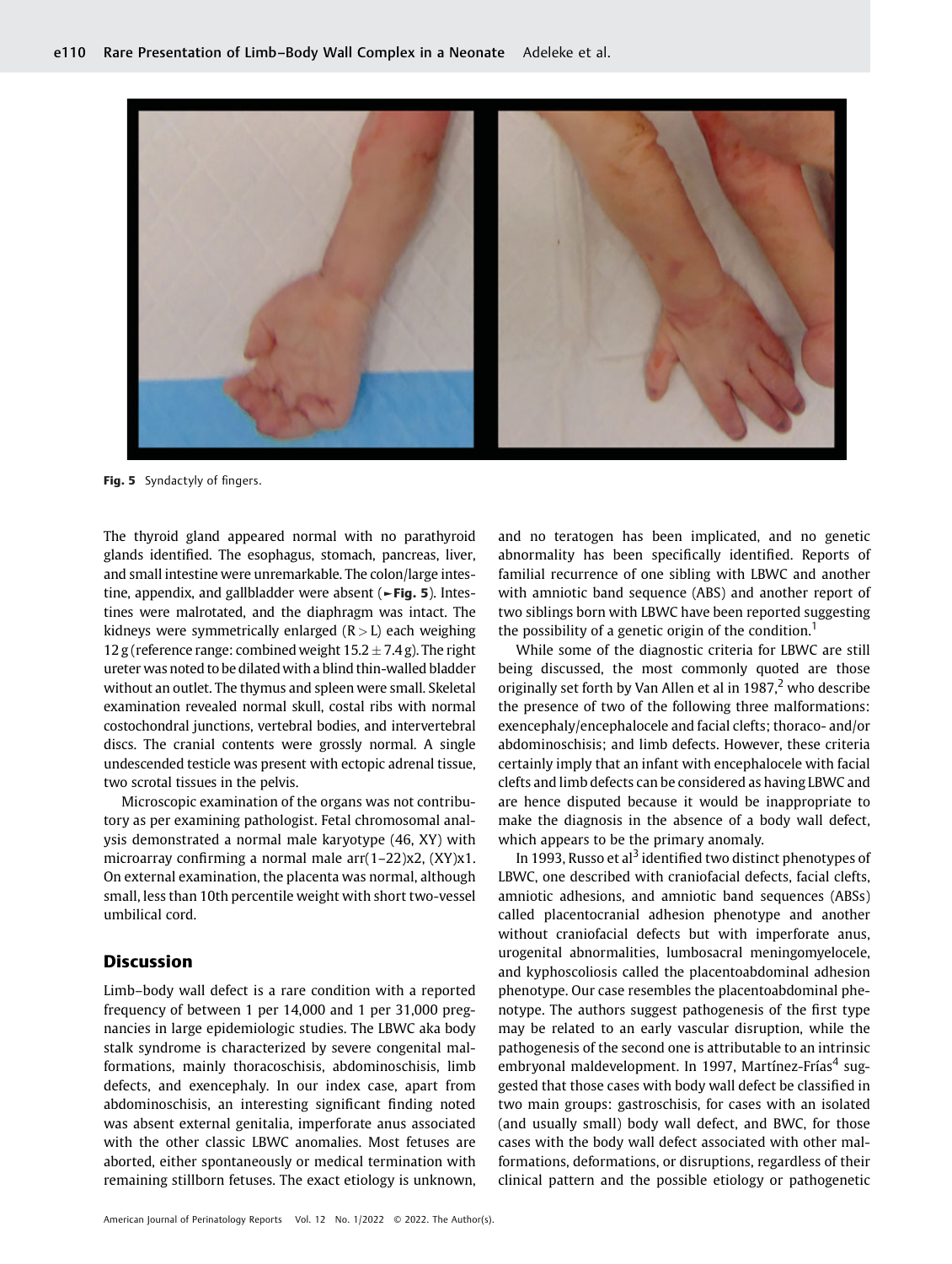Fig. 5 Syndactyly of fingers.

The thyroid gland appeared normal with no parathyroid glands identified. The esophagus, stomach, pancreas, liver, and small intestine were unremarkable. The colon/large intestine, appendix, and gallbladder were absent (►Fig. 5). Intestines were malrotated, and the diaphragm was intact. The kidneys were symmetrically enlarged (R > L) each weighing 12 g (reference range: combined weight $15.2 \pm 7.4$ g). The right ureter was noted to be dilated with a blind thin-walled bladder without an outlet. The thymus and spleen were small. Skeletal examination revealed normal skull, costal ribs with normal costochondral junctions, vertebral bodies, and intervertebral discs. The cranial contents were grossly normal. A single undescended testicle was present with ectopic adrenal tissue, two scrotal tissues in the pelvis.

Microscopic examination of the organs was not contributory as per examining pathologist. Fetal chromosomal analysis demonstrated a normal male karyotype (46, XY) with microarray confirming a normal male arr(1–22)x2, (XY)x1. On external examination, the placenta was normal, although small, less than 10th percentile weight with short two-vessel umbilical cord.

## Discussion

Limb–body wall defect is a rare condition with a reported frequency of between 1 per 14,000 and 1 per 31,000 pregnancies in large epidemiologic studies. The LBWC aka body stalk syndrome is characterized by severe congenital malformations, mainly thoracoschisis, abdominoschisis, limb defects, and exencephaly. In our index case, apart from abdominoschisis, an interesting significant finding noted was absent external genitalia, imperforate anus associated with the other classic LBWC anomalies. Most fetuses are aborted, either spontaneously or medical termination with remaining stillborn fetuses. The exact etiology is unknown, and no teratogen has been implicated, and no genetic abnormality has been specifically identified. Reports of familial recurrence of one sibling with LBWC and another with amniotic band sequence (ABS) and another report of two siblings born with LBWC have been reported suggesting the possibility of a genetic origin of the condition.[1]

While some of the diagnostic criteria for LBWC are still being discussed, the most commonly quoted are those originally set forth by Van Allen et al in 1987,[2] who describe the presence of two of the following three malformations: exencephaly/encephalocele and facial clefts; thoraco- and/or abdominoschisis; and limb defects. However, these criteria certainly imply that an infant with encephalocele with facial clefts and limb defects can be considered as having LBWC and are hence disputed because it would be inappropriate to make the diagnosis in the absence of a body wall defect, which appears to be the primary anomaly.

In 1993, Russo et al[3] identified two distinct phenotypes of LBWC, one described with craniofacial defects, facial clefts, amniotic adhesions, and amniotic band sequences (ABSs) called placentocranial adhesion phenotype and another without craniofacial defects but with imperforate anus, urogenital abnormalities, lumbosacral meningomyelocele, and kyphoscoliosis called the placentoabdominal adhesion phenotype. Our case resembles the placentoabdominal phenotype. The authors suggest pathogenesis of the first type may be related to an early vascular disruption, while the pathogenesis of the second one is attributable to an intrinsic embryonal maldevelopment. In 1997, Martínez-Frías[4] suggested that those cases with body wall defect be classified in two main groups: gastroschisis, for cases with an isolated (and usually small) body wall defect, and BWC, for those cases with the body wall defect associated with other malformations, deformations, or disruptions, regardless of their clinical pattern and the possible etiology or pathogenetic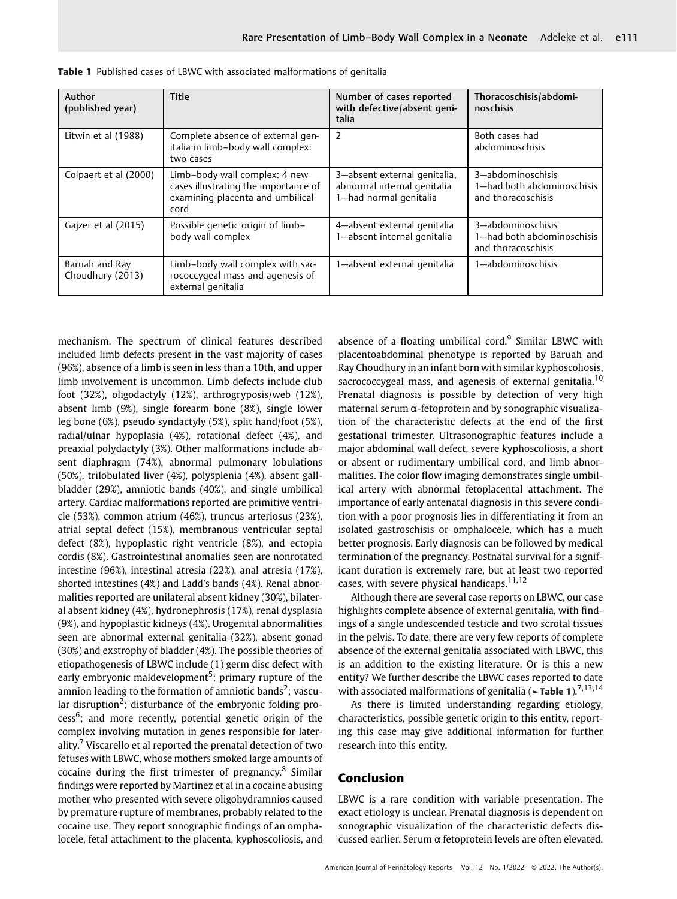**Table 1** Published cases of LBWC with associated malformations of genitalia

| Author (published year) | Title | Number of cases reported with defective/absent genitalia | Thoracoschisis/abdominoschisis |
|---|---|---|---|
| Litwin et al (1988) | Complete absence of external genitalia in limb–body wall complex: two cases | 2 | Both cases had abdominoschisis |
| Colpaert et al (2000) | Limb–body wall complex: 4 new cases illustrating the importance of examining placenta and umbilical cord | 3—absent external genitalia, abnormal internal genitalia<br>1—had normal genitalia | 3—abdominoschisis<br>1—had both abdominoschisis and thoracoschisis |
| Gajzer et al (2015) | Possible genetic origin of limb–body wall complex | 4—absent external genitalia<br>1—absent internal genitalia | 3—abdominoschisis<br>1—had both abdominoschisis and thoracoschisis |
| Baruah and Ray Choudhury (2013) | Limb–body wall complex with sacrococcygeal mass and agenesis of external genitalia | 1—absent external genitalia | 1—abdominoschisis |

mechanism. The spectrum of clinical features described included limb defects present in the vast majority of cases (96%), absence of a limb is seen in less than a 10th, and upper limb involvement is uncommon. Limb defects include club foot (32%), oligodactyly (12%), arthrogryposis/web (12%), absent limb (9%), single forearm bone (8%), single lower leg bone (6%), pseudo syndactyly (5%), split hand/foot (5%), radial/ulnar hypoplasia (4%), rotational defect (4%), and preaxial polydactyly (3%). Other malformations include absent diaphragm (74%), abnormal pulmonary lobulations (50%), trilobulated liver (4%), polysplenia (4%), absent gallbladder (29%), amniotic bands (40%), and single umbilical artery. Cardiac malformations reported are primitive ventricle (53%), common atrium (46%), truncus arteriosus (23%), atrial septal defect (15%), membranous ventricular septal defect (8%), hypoplastic right ventricle (8%), and ectopia cordis (8%). Gastrointestinal anomalies seen are nonrotated intestine (96%), intestinal atresia (22%), anal atresia (17%), shorted intestines (4%) and Ladd's bands (4%). Renal abnormalities reported are unilateral absent kidney (30%), bilateral absent kidney (4%), hydronephrosis (17%), renal dysplasia (9%), and hypoplastic kidneys (4%). Urogenital abnormalities seen are abnormal external genitalia (32%), absent gonad (30%) and exstrophy of bladder (4%). The possible theories of etiopathogenesis of LBWC include (1) germ disc defect with early embryonic maldevelopment[5]; primary rupture of the amnion leading to the formation of amniotic bands[2]; vascular disruption[2]; disturbance of the embryonic folding process[6]; and more recently, potential genetic origin of the complex involving mutation in genes responsible for laterality.[7] Viscarello et al reported the prenatal detection of two fetuses with LBWC, whose mothers smoked large amounts of cocaine during the first trimester of pregnancy.[8] Similar findings were reported by Martinez et al in a cocaine abusing mother who presented with severe oligohydramnios caused by premature rupture of membranes, probably related to the cocaine use. They report sonographic findings of an omphalocele, fetal attachment to the placenta, kyphoscoliosis, and absence of a floating umbilical cord.[9] Similar LBWC with placentoabdominal phenotype is reported by Baruah and Ray Choudhury in an infant born with similar kyphoscoliosis, sacrococcygeal mass, and agenesis of external genitalia.[10] Prenatal diagnosis is possible by detection of very high maternal serum α-fetoprotein and by sonographic visualization of the characteristic defects at the end of the first gestational trimester. Ultrasonographic features include a major abdominal wall defect, severe kyphoscoliosis, a short or absent or rudimentary umbilical cord, and limb abnormalities. The color flow imaging demonstrates single umbilical artery with abnormal fetoplacental attachment. The importance of early antenatal diagnosis in this severe condition with a poor prognosis lies in differentiating it from an isolated gastroschisis or omphalocele, which has a much better prognosis. Early diagnosis can be followed by medical termination of the pregnancy. Postnatal survival for a significant duration is extremely rare, but at least two reported cases, with severe physical handicaps.[11,12]

Although there are several case reports on LBWC, our case highlights complete absence of external genitalia, with findings of a single undescended testicle and two scrotal tissues in the pelvis. To date, there are very few reports of complete absence of the external genitalia associated with LBWC, this is an addition to the existing literature. Or is this a new entity? We further describe the LBWC cases reported to date with associated malformations of genitalia (►Table 1).[7,13,14]

As there is limited understanding regarding etiology, characteristics, possible genetic origin to this entity, reporting this case may give additional information for further research into this entity.

## Conclusion

LBWC is a rare condition with variable presentation. The exact etiology is unclear. Prenatal diagnosis is dependent on sonographic visualization of the characteristic defects discussed earlier. Serum α fetoprotein levels are often elevated.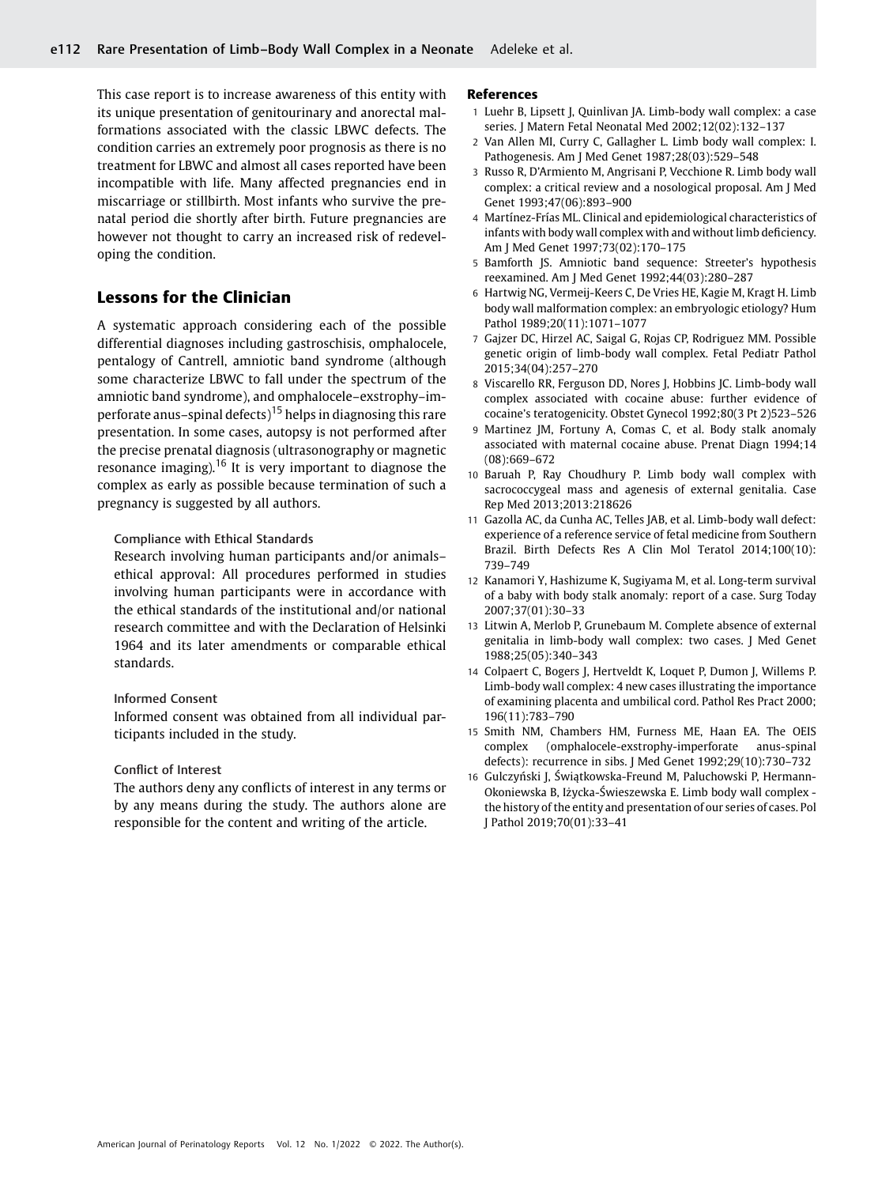This case report is to increase awareness of this entity with its unique presentation of genitourinary and anorectal malformations associated with the classic LBWC defects. The condition carries an extremely poor prognosis as there is no treatment for LBWC and almost all cases reported have been incompatible with life. Many affected pregnancies end in miscarriage or stillbirth. Most infants who survive the prenatal period die shortly after birth. Future pregnancies are however not thought to carry an increased risk of redeveloping the condition.

## Lessons for the Clinician

A systematic approach considering each of the possible differential diagnoses including gastroschisis, omphalocele, pentalogy of Cantrell, amniotic band syndrome (although some characterize LBWC to fall under the spectrum of the amniotic band syndrome), and omphalocele–exstrophy–imperforate anus–spinal defects)[15] helps in diagnosing this rare presentation. In some cases, autopsy is not performed after the precise prenatal diagnosis (ultrasonography or magnetic resonance imaging).[16] It is very important to diagnose the complex as early as possible because termination of such a pregnancy is suggested by all authors.

**Compliance with Ethical Standards**

Research involving human participants and/or animals–ethical approval: All procedures performed in studies involving human participants were in accordance with the ethical standards of the institutional and/or national research committee and with the Declaration of Helsinki 1964 and its later amendments or comparable ethical standards.

**Informed Consent**

Informed consent was obtained from all individual participants included in the study.

**Conflict of Interest**

The authors deny any conflicts of interest in any terms or by any means during the study. The authors alone are responsible for the content and writing of the article.

## References

1. Luehr B, Lipsett J, Quinlivan JA. Limb-body wall complex: a case series. J Matern Fetal Neonatal Med 2002;12(02):132–137
2. Van Allen MI, Curry C, Gallagher L. Limb body wall complex: I. Pathogenesis. Am J Med Genet 1987;28(03):529–548
3. Russo R, D'Armiento M, Angrisani P, Vecchione R. Limb body wall complex: a critical review and a nosological proposal. Am J Med Genet 1993;47(06):893–900
4. Martínez-Frías ML. Clinical and epidemiological characteristics of infants with body wall complex with and without limb deficiency. Am J Med Genet 1997;73(02):170–175
5. Bamforth JS. Amniotic band sequence: Streeter's hypothesis reexamined. Am J Med Genet 1992;44(03):280–287
6. Hartwig NG, Vermeij-Keers C, De Vries HE, Kagie M, Kragt H. Limb body wall malformation complex: an embryologic etiology? Hum Pathol 1989;20(11):1071–1077
7. Gajzer DC, Hirzel AC, Saigal G, Rojas CP, Rodriguez MM. Possible genetic origin of limb-body wall complex. Fetal Pediatr Pathol 2015;34(04):257–270
8. Viscarello RR, Ferguson DD, Nores J, Hobbins JC. Limb-body wall complex associated with cocaine abuse: further evidence of cocaine's teratogenicity. Obstet Gynecol 1992;80(3 Pt 2)523–526
9. Martinez JM, Fortuny A, Comas C, et al. Body stalk anomaly associated with maternal cocaine abuse. Prenat Diagn 1994;14 (08):669–672
10. Baruah P, Ray Choudhury P. Limb body wall complex with sacrococcygeal mass and agenesis of external genitalia. Case Rep Med 2013;2013:218626
11. Gazolla AC, da Cunha AC, Telles JAB, et al. Limb-body wall defect: experience of a reference service of fetal medicine from Southern Brazil. Birth Defects Res A Clin Mol Teratol 2014;100(10): 739–749
12. Kanamori Y, Hashizume K, Sugiyama M, et al. Long-term survival of a baby with body stalk anomaly: report of a case. Surg Today 2007;37(01):30–33
13. Litwin A, Merlob P, Grunebaum M. Complete absence of external genitalia in limb-body wall complex: two cases. J Med Genet 1988;25(05):340–343
14. Colpaert C, Bogers J, Hertveldt K, Loquet P, Dumon J, Willems P. Limb-body wall complex: 4 new cases illustrating the importance of examining placenta and umbilical cord. Pathol Res Pract 2000; 196(11):783–790
15. Smith NM, Chambers HM, Furness ME, Haan EA. The OEIS complex (omphalocele-exstrophy-imperforate anus-spinal defects): recurrence in sibs. J Med Genet 1992;29(10):730–732
16. Gulczyński J, Świątkowska-Freund M, Paluchowski P, Hermann-Okoniewska B, Iżycka-Świeszewska E. Limb body wall complex - the history of the entity and presentation of our series of cases. Pol J Pathol 2019;70(01):33–41